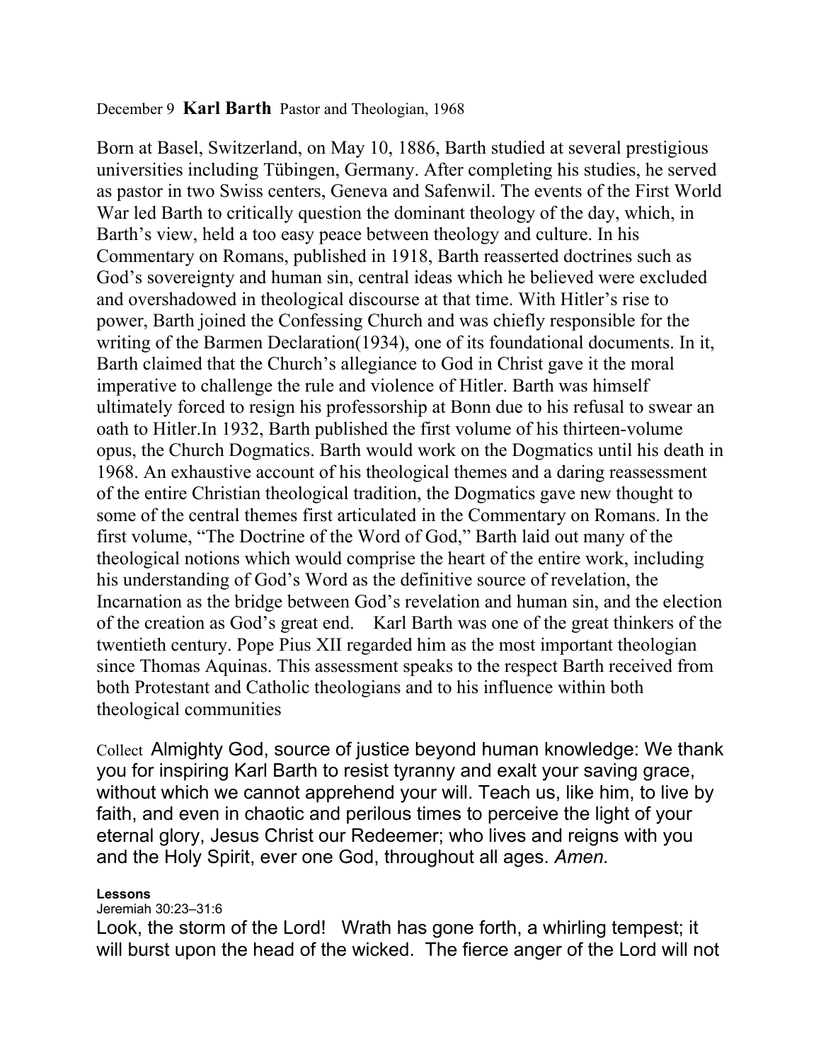December 9 **Karl Barth** Pastor and Theologian, 1968

Born at Basel, Switzerland, on May 10, 1886, Barth studied at several prestigious universities including Tübingen, Germany. After completing his studies, he served as pastor in two Swiss centers, Geneva and Safenwil. The events of the First World War led Barth to critically question the dominant theology of the day, which, in Barth's view, held a too easy peace between theology and culture. In his Commentary on Romans, published in 1918, Barth reasserted doctrines such as God's sovereignty and human sin, central ideas which he believed were excluded and overshadowed in theological discourse at that time. With Hitler's rise to power, Barth joined the Confessing Church and was chiefly responsible for the writing of the Barmen Declaration(1934), one of its foundational documents. In it, Barth claimed that the Church's allegiance to God in Christ gave it the moral imperative to challenge the rule and violence of Hitler. Barth was himself ultimately forced to resign his professorship at Bonn due to his refusal to swear an oath to Hitler.In 1932, Barth published the first volume of his thirteen-volume opus, the Church Dogmatics. Barth would work on the Dogmatics until his death in 1968. An exhaustive account of his theological themes and a daring reassessment of the entire Christian theological tradition, the Dogmatics gave new thought to some of the central themes first articulated in the Commentary on Romans. In the first volume, "The Doctrine of the Word of God," Barth laid out many of the theological notions which would comprise the heart of the entire work, including his understanding of God's Word as the definitive source of revelation, the Incarnation as the bridge between God's revelation and human sin, and the election of the creation as God's great end. Karl Barth was one of the great thinkers of the twentieth century. Pope Pius XII regarded him as the most important theologian since Thomas Aquinas. This assessment speaks to the respect Barth received from both Protestant and Catholic theologians and to his influence within both theological communities

Collect Almighty God, source of justice beyond human knowledge: We thank you for inspiring Karl Barth to resist tyranny and exalt your saving grace, without which we cannot apprehend your will. Teach us, like him, to live by faith, and even in chaotic and perilous times to perceive the light of your eternal glory, Jesus Christ our Redeemer; who lives and reigns with you and the Holy Spirit, ever one God, throughout all ages. *Amen.*

**Lessons**

Jeremiah 30:23–31:6

Look, the storm of the Lord! Wrath has gone forth, a whirling tempest; it will burst upon the head of the wicked. The fierce anger of the Lord will not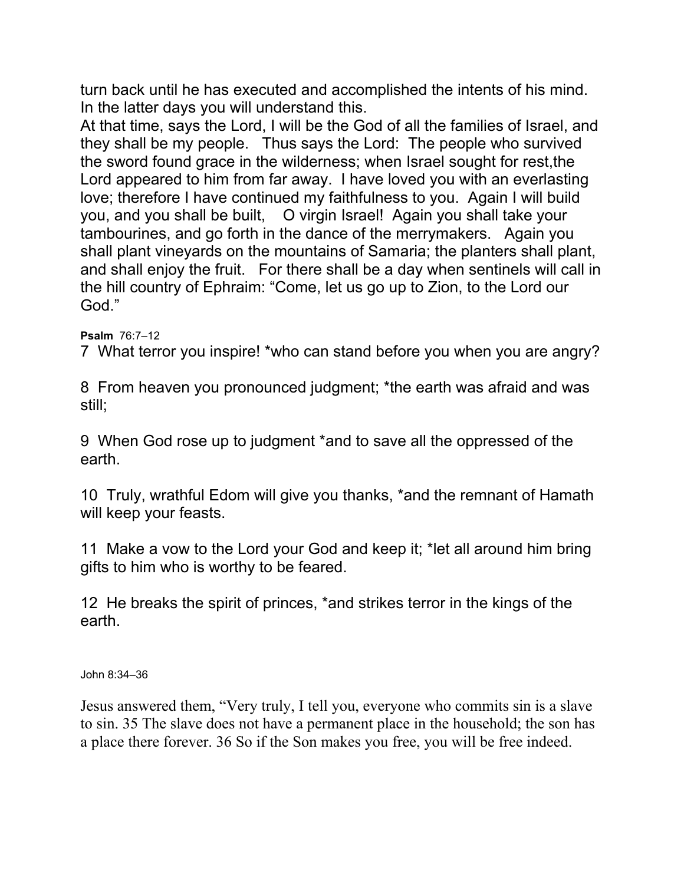turn back until he has executed and accomplished the intents of his mind. In the latter days you will understand this.

At that time, says the Lord, I will be the God of all the families of Israel, and they shall be my people. Thus says the Lord: The people who survived the sword found grace in the wilderness; when Israel sought for rest,the Lord appeared to him from far away. I have loved you with an everlasting love; therefore I have continued my faithfulness to you. Again I will build you, and you shall be built, O virgin Israel! Again you shall take your tambourines, and go forth in the dance of the merrymakers. Again you shall plant vineyards on the mountains of Samaria; the planters shall plant, and shall enjoy the fruit. For there shall be a day when sentinels will call in the hill country of Ephraim: "Come, let us go up to Zion, to the Lord our God."

**Psalm** 76:7–12

7 What terror you inspire! *who can stand before you when you are angry?

8 From heaven you pronounced judgment; *the earth was afraid and was still;

9 When God rose up to judgment *and to save all the oppressed of the earth.

10 Truly, wrathful Edom will give you thanks, *and the remnant of Hamath will keep your feasts.

11 Make a vow to the Lord your God and keep it; *let all around him bring gifts to him who is worthy to be feared.

12 He breaks the spirit of princes, *and strikes terror in the kings of the earth.

John 8:34–36

Jesus answered them, "Very truly, I tell you, everyone who commits sin is a slave to sin. 35 The slave does not have a permanent place in the household; the son has a place there forever. 36 So if the Son makes you free, you will be free indeed.